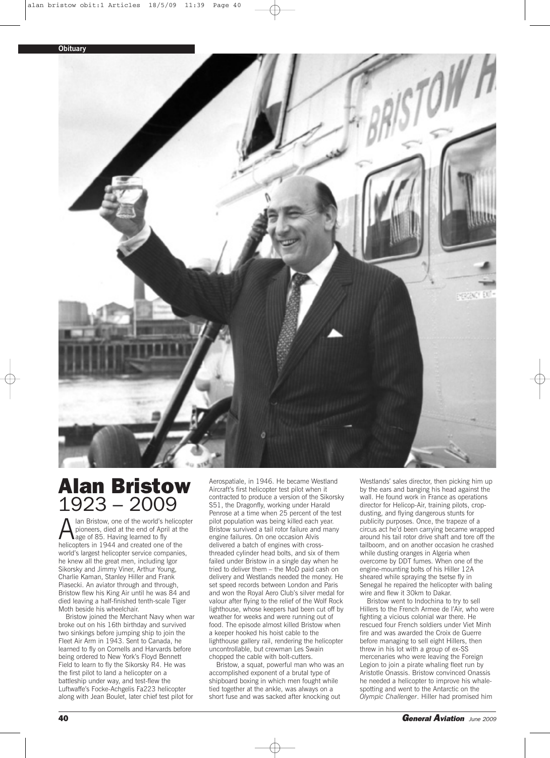# Alan Bristow

## 1923 – 2009

Alan Bristow, one of the world's helicopter pioneers, died at the end of April at the age of 85. Having learned to fly helicopters in 1944 and created one of the world's largest helicopter service companies, he knew all the great men, including Igor Sikorsky and Jimmy Viner, Arthur Young, Charlie Kaman, Stanley Hiller and Frank Piasecki. An aviator through and through, Bristow flew his King Air until he was 84 and died leaving a half-finished tenth-scale Tiger Moth beside his wheelchair.

Bristow joined the Merchant Navy when war broke out on his 16th birthday and survived two sinkings before jumping ship to join the Fleet Air Arm in 1943. Sent to Canada, he learned to fly on Cornells and Harvards before being ordered to New York's Floyd Bennett Field to learn to fly the Sikorsky R4. He was the first pilot to land a helicopter on a battleship under way, and test-flew the Luftwaffe's Focke-Achgelis Fa223 helicopter along with Jean Boulet, later chief test pilot for Aerospatiale, in 1946. He became Westland Aircraft's first helicopter test pilot when it contracted to produce a version of the Sikorsky S51, the Dragonfly, working under Harald Penrose at a time when 25 percent of the test pilot population was being killed each year. Bristow survived a tail rotor failure and many engine failures. On one occasion Alvis delivered a batch of engines with cross-threaded cylinder head bolts, and six of them failed under Bristow in a single day when he tried to deliver them – the MoD paid cash on delivery and Westlands needed the money. He set speed records between London and Paris and won the Royal Aero Club's silver medal for valour after flying to the relief of the Wolf Rock lighthouse, whose keepers had been cut off by weather for weeks and were running out of food. The episode almost killed Bristow when a keeper hooked his hoist cable to the lighthouse gallery rail, rendering the helicopter uncontrollable, but crewman Les Swain chopped the cable with bolt-cutters.

Bristow, a squat, powerful man who was an accomplished exponent of a brutal type of shipboard boxing in which men fought while tied together at the ankle, was always on a short fuse and was sacked after knocking out Westlands' sales director, then picking him up by the ears and banging his head against the wall. He found work in France as operations director for Helicop-Air, training pilots, crop-dusting, and flying dangerous stunts for publicity purposes. Once, the trapeze of a circus act he'd been carrying became wrapped around his tail rotor drive shaft and tore off the tailboom, and on another occasion he crashed while dusting oranges in Algeria when overcome by DDT fumes. When one of the engine-mounting bolts of his Hiller 12A sheared while spraying the tsetse fly in Senegal he repaired the helicopter with baling wire and flew it 30km to Dakar.

Bristow went to Indochina to try to sell Hillers to the French Armee de l'Air, who were fighting a vicious colonial war there. He rescued four French soldiers under Viet Minh fire and was awarded the Croix de Guerre before managing to sell eight Hillers, then threw in his lot with a group of ex-SS mercenaries who were leaving the Foreign Legion to join a pirate whaling fleet run by Aristotle Onassis. Bristow convinced Onassis he needed a helicopter to improve his whale-spotting and went to the Antarctic on the *Olympic Challenger*. Hiller had promised him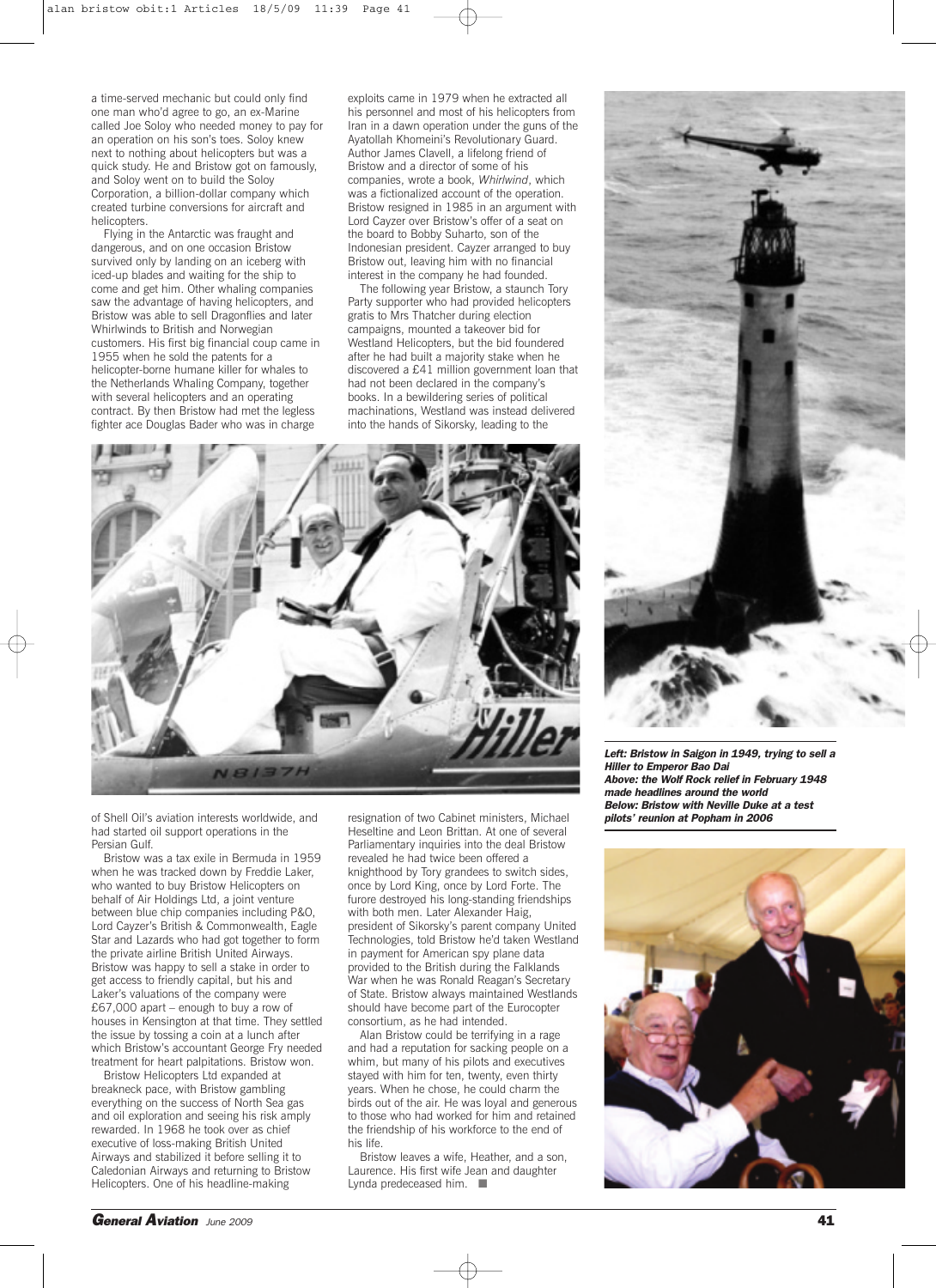a time-served mechanic but could only find one man who'd agree to go, an ex-Marine called Joe Soloy who needed money to pay for an operation on his son's toes. Soloy knew next to nothing about helicopters but was a quick study. He and Bristow got on famously, and Soloy went on to build the Soloy Corporation, a billion-dollar company which created turbine conversions for aircraft and helicopters.

Flying in the Antarctic was fraught and dangerous, and on one occasion Bristow survived only by landing on an iceberg with iced-up blades and waiting for the ship to come and get him. Other whaling companies saw the advantage of having helicopters, and Bristow was able to sell Dragonflies and later Whirlwinds to British and Norwegian customers. His first big financial coup came in 1955 when he sold the patents for a helicopter-borne humane killer for whales to the Netherlands Whaling Company, together with several helicopters and an operating contract. By then Bristow had met the legless fighter ace Douglas Bader who was in charge of Shell Oil's aviation interests worldwide, and had started oil support operations in the Persian Gulf.

Bristow was a tax exile in Bermuda in 1959 when he was tracked down by Freddie Laker, who wanted to buy Bristow Helicopters on behalf of Air Holdings Ltd, a joint venture between blue chip companies including P&O, Lord Cayzer's British & Commonwealth, Eagle Star and Lazards who had got together to form the private airline British United Airways. Bristow was happy to sell a stake in order to get access to friendly capital, but his and Laker's valuations of the company were £67,000 apart – enough to buy a row of houses in Kensington at that time. They settled the issue by tossing a coin at a lunch after which Bristow's accountant George Fry needed treatment for heart palpitations. Bristow won.

Bristow Helicopters Ltd expanded at breakneck pace, with Bristow gambling everything on the success of North Sea gas and oil exploration and seeing his risk amply rewarded. In 1968 he took over as chief executive of loss-making British United Airways and stabilized it before selling it to Caledonian Airways and returning to Bristow Helicopters. One of his headline-making exploits came in 1979 when he extracted all his personnel and most of his helicopters from Iran in a dawn operation under the guns of the Ayatollah Khomeini's Revolutionary Guard. Author James Clavell, a lifelong friend of Bristow and a director of some of his companies, wrote a book, *Whirlwind*, which was a fictionalized account of the operation. Bristow resigned in 1985 in an argument with Lord Cayzer over Bristow's offer of a seat on the board to Bobby Suharto, son of the Indonesian president. Cayzer arranged to buy Bristow out, leaving him with no financial interest in the company he had founded.

The following year Bristow, a staunch Tory Party supporter who had provided helicopters gratis to Mrs Thatcher during election campaigns, mounted a takeover bid for Westland Helicopters, but the bid foundered after he had built a majority stake when he discovered a £41 million government loan that had not been declared in the company's books. In a bewildering series of political machinations, Westland was instead delivered into the hands of Sikorsky, leading to the resignation of two Cabinet ministers, Michael Heseltine and Leon Brittan. At one of several Parliamentary inquiries into the deal Bristow revealed he had twice been offered a knighthood by Tory grandees to switch sides, once by Lord King, once by Lord Forte. The furore destroyed his long-standing friendships with both men. Later Alexander Haig, president of Sikorsky's parent company United Technologies, told Bristow he'd taken Westland in payment for American spy plane data provided to the British during the Falklands War when he was Ronald Reagan's Secretary of State. Bristow always maintained Westlands should have become part of the Eurocopter consortium, as he had intended.

Alan Bristow could be terrifying in a rage and had a reputation for sacking people on a whim, but many of his pilots and executives stayed with him for ten, twenty, even thirty years. When he chose, he could charm the birds out of the air. He was loyal and generous to those who had worked for him and retained the friendship of his workforce to the end of his life.

Bristow leaves a wife, Heather, and a son, Laurence. His first wife Jean and daughter Lynda predeceased him. ■

***Left:** Bristow in Saigon in 1949, trying to sell a Hiller to Emperor Bao Dai*
***Above:** the Wolf Rock relief in February 1948 made headlines around the world*
***Below:** Bristow with Neville Duke at a test pilots' reunion at Popham in 2006*